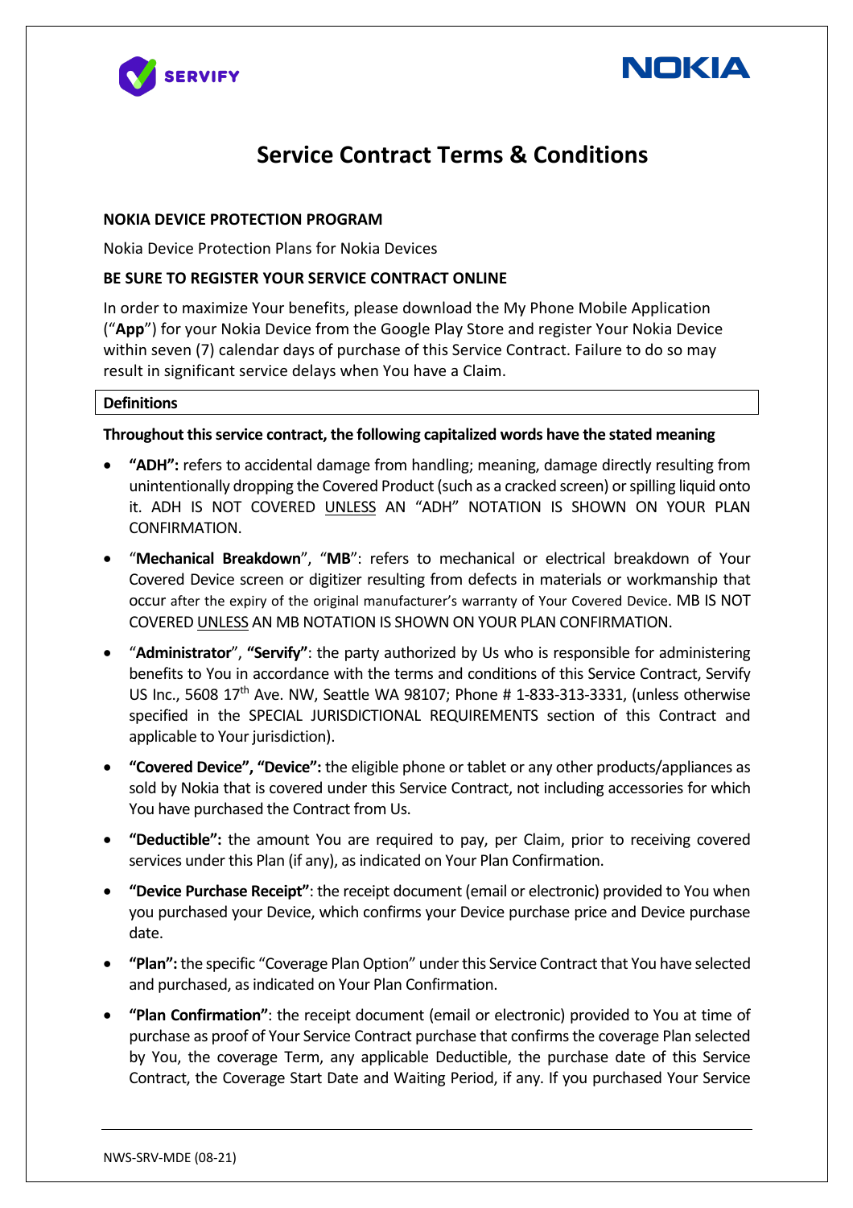# Service Contract Terms & Conditions

**NOKIA DEVICE PROTECTION PROGRAM**

Nokia Device Protection Plans for Nokia Devices

**BE SURE TO REGISTER YOUR SERVICE CONTRACT ONLINE**

In order to maximize Your benefits, please download the My Phone Mobile Application ("**App**") for your Nokia Device from the Google Play Store and register Your Nokia Device within seven (7) calendar days of purchase of this Service Contract. Failure to do so may result in significant service delays when You have a Claim.

## Definitions

**Throughout this service contract, the following capitalized words have the stated meaning**

- **"ADH":** refers to accidental damage from handling; meaning, damage directly resulting from unintentionally dropping the Covered Product (such as a cracked screen) or spilling liquid onto it. ADH IS NOT COVERED UNLESS AN "ADH" NOTATION IS SHOWN ON YOUR PLAN CONFIRMATION.
- "**Mechanical Breakdown**", "**MB**": refers to mechanical or electrical breakdown of Your Covered Device screen or digitizer resulting from defects in materials or workmanship that occur after the expiry of the original manufacturer's warranty of Your Covered Device. MB IS NOT COVERED UNLESS AN MB NOTATION IS SHOWN ON YOUR PLAN CONFIRMATION.
- "**Administrator**", **"Servify"**: the party authorized by Us who is responsible for administering benefits to You in accordance with the terms and conditions of this Service Contract, Servify US Inc., 5608 17th Ave. NW, Seattle WA 98107; Phone # 1-833-313-3331, (unless otherwise specified in the SPECIAL JURISDICTIONAL REQUIREMENTS section of this Contract and applicable to Your jurisdiction).
- **"Covered Device", "Device":** the eligible phone or tablet or any other products/appliances as sold by Nokia that is covered under this Service Contract, not including accessories for which You have purchased the Contract from Us.
- **"Deductible":** the amount You are required to pay, per Claim, prior to receiving covered services under this Plan (if any), as indicated on Your Plan Confirmation.
- **"Device Purchase Receipt"**: the receipt document (email or electronic) provided to You when you purchased your Device, which confirms your Device purchase price and Device purchase date.
- **"Plan":** the specific "Coverage Plan Option" under this Service Contract that You have selected and purchased, as indicated on Your Plan Confirmation.
- **"Plan Confirmation"**: the receipt document (email or electronic) provided to You at time of purchase as proof of Your Service Contract purchase that confirms the coverage Plan selected by You, the coverage Term, any applicable Deductible, the purchase date of this Service Contract, the Coverage Start Date and Waiting Period, if any. If you purchased Your Service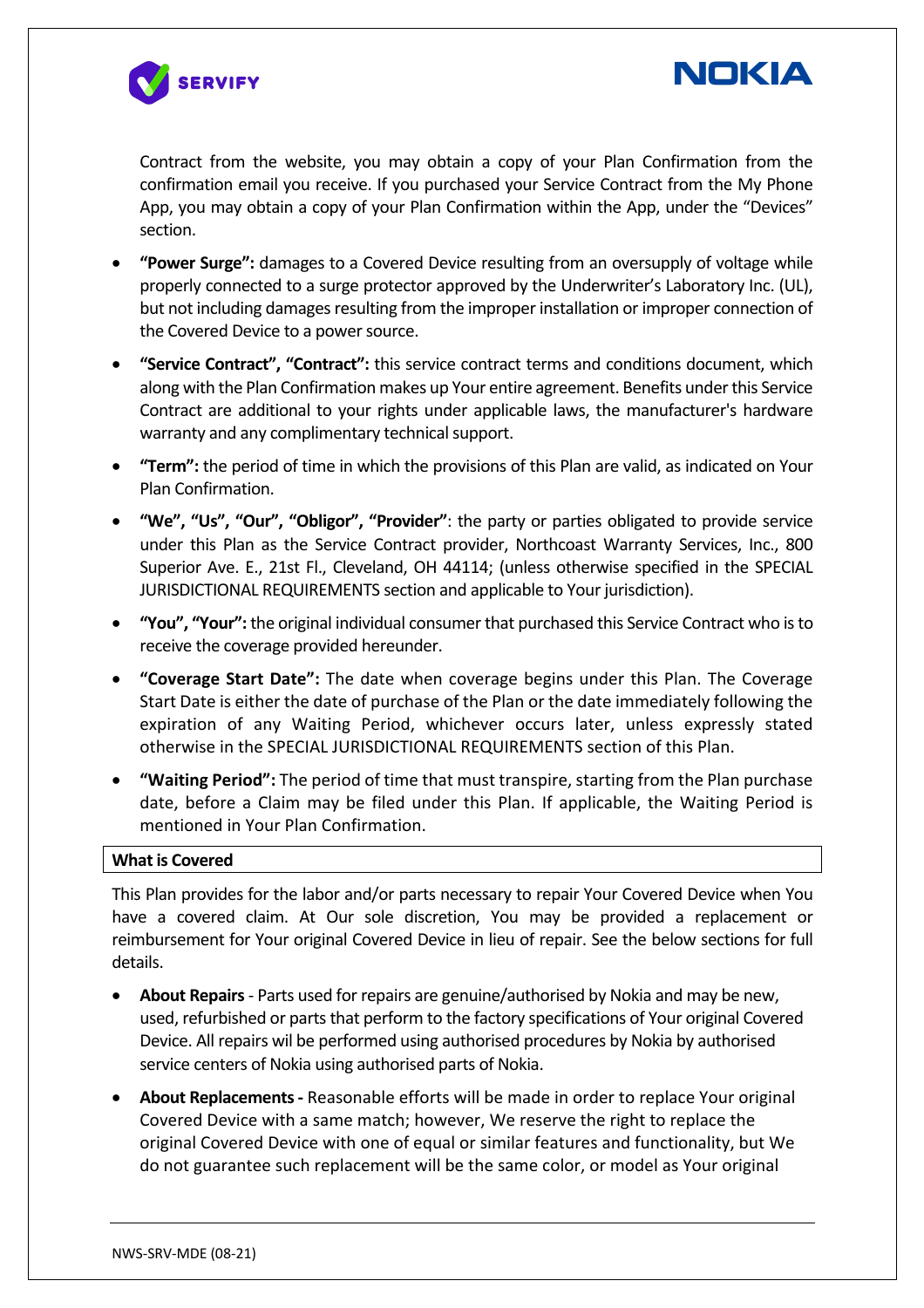Contract from the website, you may obtain a copy of your Plan Confirmation from the confirmation email you receive. If you purchased your Service Contract from the My Phone App, you may obtain a copy of your Plan Confirmation within the App, under the "Devices" section.

- **"Power Surge":** damages to a Covered Device resulting from an oversupply of voltage while properly connected to a surge protector approved by the Underwriter's Laboratory Inc. (UL), but not including damages resulting from the improper installation or improper connection of the Covered Device to a power source.
- **"Service Contract", "Contract":** this service contract terms and conditions document, which along with the Plan Confirmation makes up Your entire agreement. Benefits under this Service Contract are additional to your rights under applicable laws, the manufacturer's hardware warranty and any complimentary technical support.
- **"Term":** the period of time in which the provisions of this Plan are valid, as indicated on Your Plan Confirmation.
- **"We", "Us", "Our", "Obligor", "Provider"**: the party or parties obligated to provide service under this Plan as the Service Contract provider, Northcoast Warranty Services, Inc., 800 Superior Ave. E., 21st Fl., Cleveland, OH 44114; (unless otherwise specified in the SPECIAL JURISDICTIONAL REQUIREMENTS section and applicable to Your jurisdiction).
- **"You", "Your":** the original individual consumer that purchased this Service Contract who is to receive the coverage provided hereunder.
- **"Coverage Start Date":** The date when coverage begins under this Plan. The Coverage Start Date is either the date of purchase of the Plan or the date immediately following the expiration of any Waiting Period, whichever occurs later, unless expressly stated otherwise in the SPECIAL JURISDICTIONAL REQUIREMENTS section of this Plan.
- **"Waiting Period":** The period of time that must transpire, starting from the Plan purchase date, before a Claim may be filed under this Plan. If applicable, the Waiting Period is mentioned in Your Plan Confirmation.

## What is Covered

This Plan provides for the labor and/or parts necessary to repair Your Covered Device when You have a covered claim. At Our sole discretion, You may be provided a replacement or reimbursement for Your original Covered Device in lieu of repair. See the below sections for full details.

- **About Repairs** - Parts used for repairs are genuine/authorised by Nokia and may be new, used, refurbished or parts that perform to the factory specifications of Your original Covered Device. All repairs wil be performed using authorised procedures by Nokia by authorised service centers of Nokia using authorised parts of Nokia.
- **About Replacements -** Reasonable efforts will be made in order to replace Your original Covered Device with a same match; however, We reserve the right to replace the original Covered Device with one of equal or similar features and functionality, but We do not guarantee such replacement will be the same color, or model as Your original

NWS-SRV-MDE (08-21)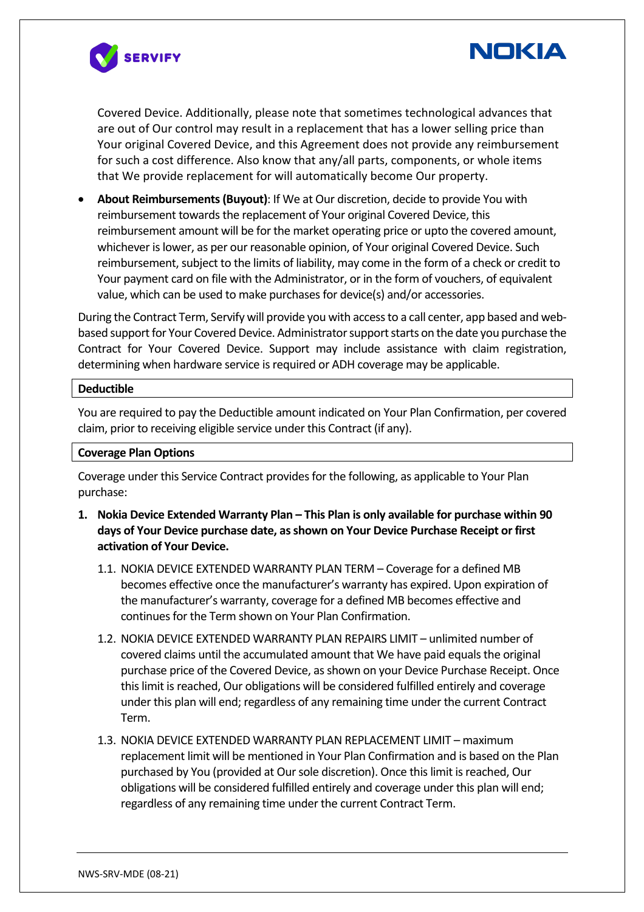Covered Device. Additionally, please note that sometimes technological advances that are out of Our control may result in a replacement that has a lower selling price than Your original Covered Device, and this Agreement does not provide any reimbursement for such a cost difference. Also know that any/all parts, components, or whole items that We provide replacement for will automatically become Our property.

- **About Reimbursements (Buyout)**: If We at Our discretion, decide to provide You with reimbursement towards the replacement of Your original Covered Device, this reimbursement amount will be for the market operating price or upto the covered amount, whichever is lower, as per our reasonable opinion, of Your original Covered Device. Such reimbursement, subject to the limits of liability, may come in the form of a check or credit to Your payment card on file with the Administrator, or in the form of vouchers, of equivalent value, which can be used to make purchases for device(s) and/or accessories.

During the Contract Term, Servify will provide you with access to a call center, app based and web-based support for Your Covered Device. Administrator support starts on the date you purchase the Contract for Your Covered Device. Support may include assistance with claim registration, determining when hardware service is required or ADH coverage may be applicable.

### Deductible

You are required to pay the Deductible amount indicated on Your Plan Confirmation, per covered claim, prior to receiving eligible service under this Contract (if any).

### Coverage Plan Options

Coverage under this Service Contract provides for the following, as applicable to Your Plan purchase:

1. **Nokia Device Extended Warranty Plan – This Plan is only available for purchase within 90 days of Your Device purchase date, as shown on Your Device Purchase Receipt or first activation of Your Device.**

   1.1. NOKIA DEVICE EXTENDED WARRANTY PLAN TERM – Coverage for a defined MB becomes effective once the manufacturer's warranty has expired. Upon expiration of the manufacturer's warranty, coverage for a defined MB becomes effective and continues for the Term shown on Your Plan Confirmation.

   1.2. NOKIA DEVICE EXTENDED WARRANTY PLAN REPAIRS LIMIT – unlimited number of covered claims until the accumulated amount that We have paid equals the original purchase price of the Covered Device, as shown on your Device Purchase Receipt. Once this limit is reached, Our obligations will be considered fulfilled entirely and coverage under this plan will end; regardless of any remaining time under the current Contract Term.

   1.3. NOKIA DEVICE EXTENDED WARRANTY PLAN REPLACEMENT LIMIT – maximum replacement limit will be mentioned in Your Plan Confirmation and is based on the Plan purchased by You (provided at Our sole discretion). Once this limit is reached, Our obligations will be considered fulfilled entirely and coverage under this plan will end; regardless of any remaining time under the current Contract Term.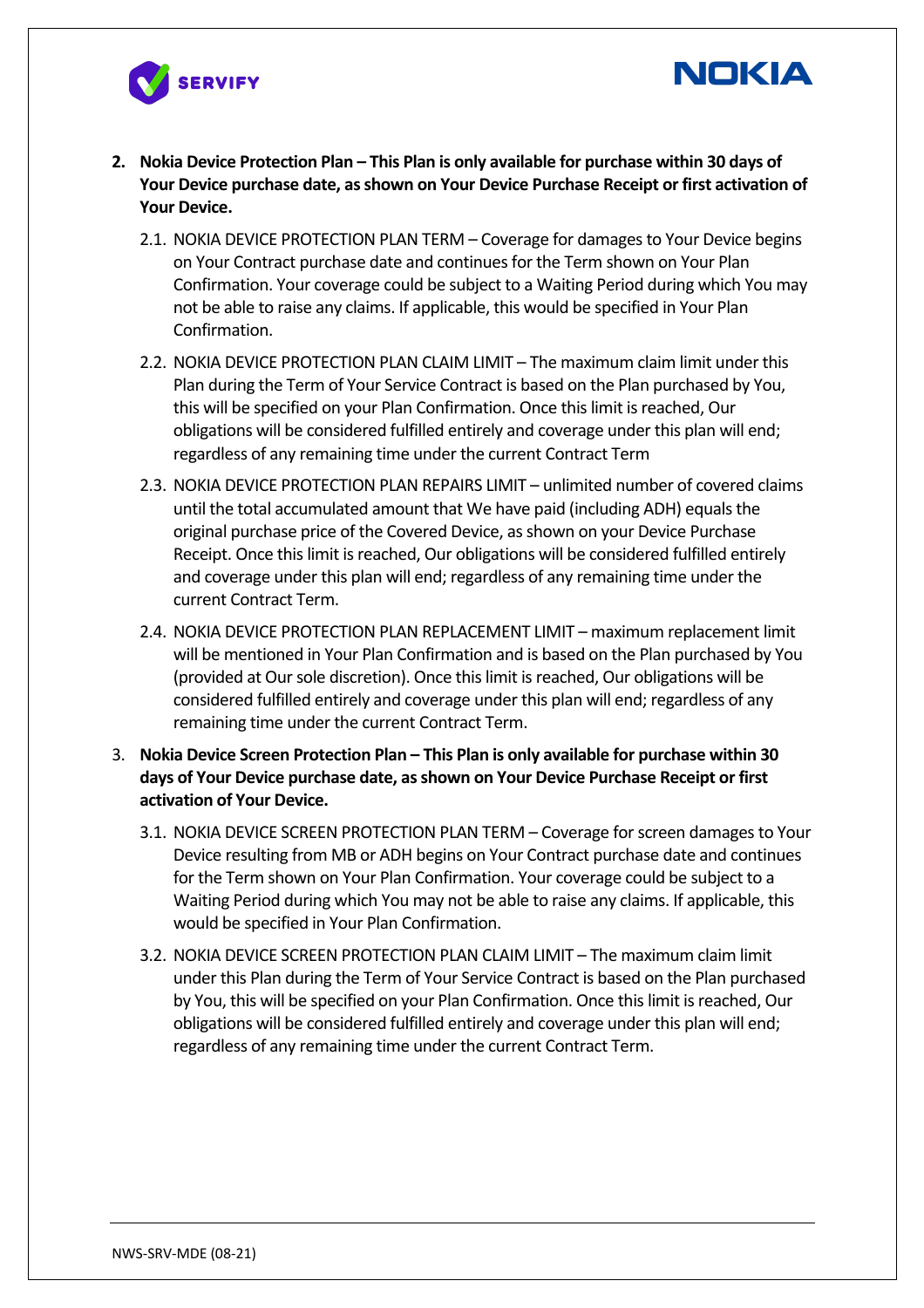2. **Nokia Device Protection Plan – This Plan is only available for purchase within 30 days of Your Device purchase date, as shown on Your Device Purchase Receipt or first activation of Your Device.**

   2.1. NOKIA DEVICE PROTECTION PLAN TERM – Coverage for damages to Your Device begins on Your Contract purchase date and continues for the Term shown on Your Plan Confirmation. Your coverage could be subject to a Waiting Period during which You may not be able to raise any claims. If applicable, this would be specified in Your Plan Confirmation.

   2.2. NOKIA DEVICE PROTECTION PLAN CLAIM LIMIT – The maximum claim limit under this Plan during the Term of Your Service Contract is based on the Plan purchased by You, this will be specified on your Plan Confirmation. Once this limit is reached, Our obligations will be considered fulfilled entirely and coverage under this plan will end; regardless of any remaining time under the current Contract Term

   2.3. NOKIA DEVICE PROTECTION PLAN REPAIRS LIMIT – unlimited number of covered claims until the total accumulated amount that We have paid (including ADH) equals the original purchase price of the Covered Device, as shown on your Device Purchase Receipt. Once this limit is reached, Our obligations will be considered fulfilled entirely and coverage under this plan will end; regardless of any remaining time under the current Contract Term.

   2.4. NOKIA DEVICE PROTECTION PLAN REPLACEMENT LIMIT – maximum replacement limit will be mentioned in Your Plan Confirmation and is based on the Plan purchased by You (provided at Our sole discretion). Once this limit is reached, Our obligations will be considered fulfilled entirely and coverage under this plan will end; regardless of any remaining time under the current Contract Term.

3. **Nokia Device Screen Protection Plan – This Plan is only available for purchase within 30 days of Your Device purchase date, as shown on Your Device Purchase Receipt or first activation of Your Device.**

   3.1. NOKIA DEVICE SCREEN PROTECTION PLAN TERM – Coverage for screen damages to Your Device resulting from MB or ADH begins on Your Contract purchase date and continues for the Term shown on Your Plan Confirmation. Your coverage could be subject to a Waiting Period during which You may not be able to raise any claims. If applicable, this would be specified in Your Plan Confirmation.

   3.2. NOKIA DEVICE SCREEN PROTECTION PLAN CLAIM LIMIT – The maximum claim limit under this Plan during the Term of Your Service Contract is based on the Plan purchased by You, this will be specified on your Plan Confirmation. Once this limit is reached, Our obligations will be considered fulfilled entirely and coverage under this plan will end; regardless of any remaining time under the current Contract Term.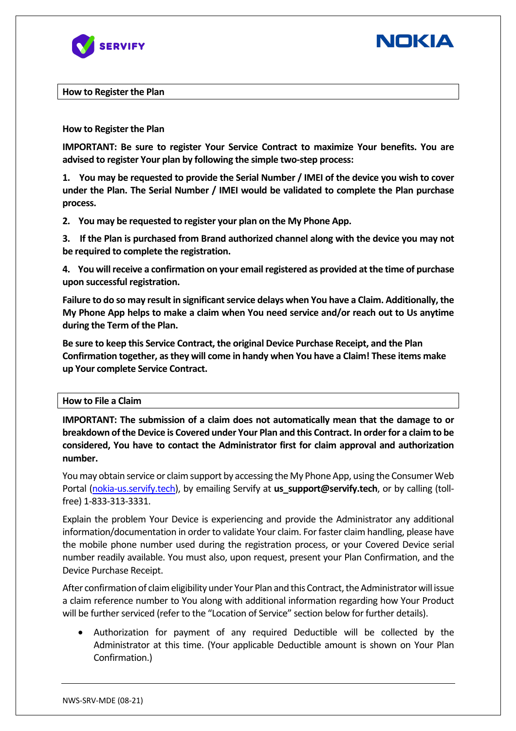## How to Register the Plan

**How to Register the Plan**

**IMPORTANT: Be sure to register Your Service Contract to maximize Your benefits. You are advised to register Your plan by following the simple two-step process:**

**1. You may be requested to provide the Serial Number / IMEI of the device you wish to cover under the Plan. The Serial Number / IMEI would be validated to complete the Plan purchase process.**

**2. You may be requested to register your plan on the My Phone App.**

**3. If the Plan is purchased from Brand authorized channel along with the device you may not be required to complete the registration.**

**4. You will receive a confirmation on your email registered as provided at the time of purchase upon successful registration.**

**Failure to do so may result in significant service delays when You have a Claim. Additionally, the My Phone App helps to make a claim when You need service and/or reach out to Us anytime during the Term of the Plan.**

**Be sure to keep this Service Contract, the original Device Purchase Receipt, and the Plan Confirmation together, as they will come in handy when You have a Claim! These items make up Your complete Service Contract.**

## How to File a Claim

**IMPORTANT: The submission of a claim does not automatically mean that the damage to or breakdown of the Device is Covered under Your Plan and this Contract. In order for a claim to be considered, You have to contact the Administrator first for claim approval and authorization number.**

You may obtain service or claim support by accessing the My Phone App, using the Consumer Web Portal (nokia-us.servify.tech), by emailing Servify at **us_support@servify.tech**, or by calling (toll-free) 1-833-313-3331.

Explain the problem Your Device is experiencing and provide the Administrator any additional information/documentation in order to validate Your claim. For faster claim handling, please have the mobile phone number used during the registration process, or your Covered Device serial number readily available. You must also, upon request, present your Plan Confirmation, and the Device Purchase Receipt.

After confirmation of claim eligibility under Your Plan and this Contract, the Administrator will issue a claim reference number to You along with additional information regarding how Your Product will be further serviced (refer to the "Location of Service" section below for further details).

- Authorization for payment of any required Deductible will be collected by the Administrator at this time. (Your applicable Deductible amount is shown on Your Plan Confirmation.)

NWS-SRV-MDE (08-21)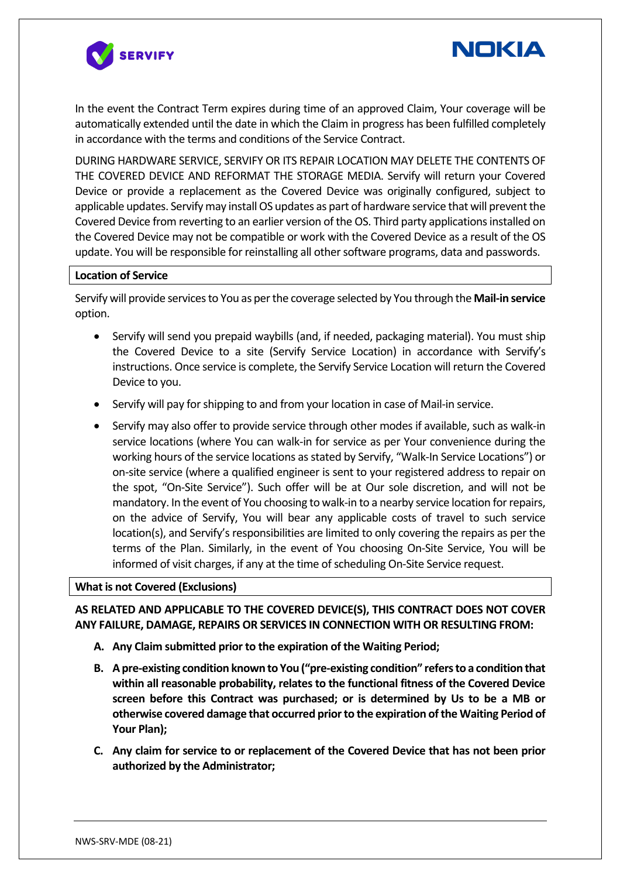In the event the Contract Term expires during time of an approved Claim, Your coverage will be automatically extended until the date in which the Claim in progress has been fulfilled completely in accordance with the terms and conditions of the Service Contract.

DURING HARDWARE SERVICE, SERVIFY OR ITS REPAIR LOCATION MAY DELETE THE CONTENTS OF THE COVERED DEVICE AND REFORMAT THE STORAGE MEDIA. Servify will return your Covered Device or provide a replacement as the Covered Device was originally configured, subject to applicable updates. Servify may install OS updates as part of hardware service that will prevent the Covered Device from reverting to an earlier version of the OS. Third party applications installed on the Covered Device may not be compatible or work with the Covered Device as a result of the OS update. You will be responsible for reinstalling all other software programs, data and passwords.

**Location of Service**

Servify will provide services to You as per the coverage selected by You through the **Mail-in service** option.

- Servify will send you prepaid waybills (and, if needed, packaging material). You must ship the Covered Device to a site (Servify Service Location) in accordance with Servify's instructions. Once service is complete, the Servify Service Location will return the Covered Device to you.
- Servify will pay for shipping to and from your location in case of Mail-in service.
- Servify may also offer to provide service through other modes if available, such as walk-in service locations (where You can walk-in for service as per Your convenience during the working hours of the service locations as stated by Servify, "Walk-In Service Locations") or on-site service (where a qualified engineer is sent to your registered address to repair on the spot, "On-Site Service"). Such offer will be at Our sole discretion, and will not be mandatory. In the event of You choosing to walk-in to a nearby service location for repairs, on the advice of Servify, You will bear any applicable costs of travel to such service location(s), and Servify's responsibilities are limited to only covering the repairs as per the terms of the Plan. Similarly, in the event of You choosing On-Site Service, You will be informed of visit charges, if any at the time of scheduling On-Site Service request.

**What is not Covered (Exclusions)**

**AS RELATED AND APPLICABLE TO THE COVERED DEVICE(S), THIS CONTRACT DOES NOT COVER ANY FAILURE, DAMAGE, REPAIRS OR SERVICES IN CONNECTION WITH OR RESULTING FROM:**

**A. Any Claim submitted prior to the expiration of the Waiting Period;**

**B. A pre-existing condition known to You ("pre-existing condition" refers to a condition that within all reasonable probability, relates to the functional fitness of the Covered Device screen before this Contract was purchased; or is determined by Us to be a MB or otherwise covered damage that occurred prior to the expiration of the Waiting Period of Your Plan);**

**C. Any claim for service to or replacement of the Covered Device that has not been prior authorized by the Administrator;**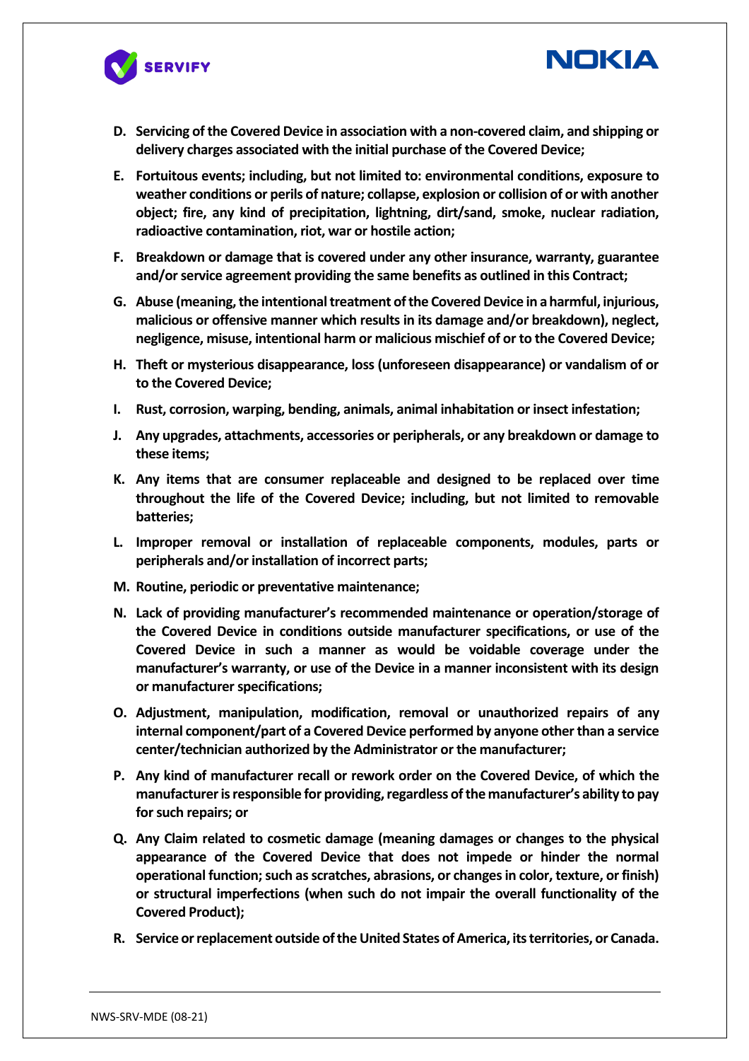**D. Servicing of the Covered Device in association with a non-covered claim, and shipping or delivery charges associated with the initial purchase of the Covered Device;**

**E. Fortuitous events; including, but not limited to: environmental conditions, exposure to weather conditions or perils of nature; collapse, explosion or collision of or with another object; fire, any kind of precipitation, lightning, dirt/sand, smoke, nuclear radiation, radioactive contamination, riot, war or hostile action;**

**F. Breakdown or damage that is covered under any other insurance, warranty, guarantee and/or service agreement providing the same benefits as outlined in this Contract;**

**G. Abuse (meaning, the intentional treatment of the Covered Device in a harmful, injurious, malicious or offensive manner which results in its damage and/or breakdown), neglect, negligence, misuse, intentional harm or malicious mischief of or to the Covered Device;**

**H. Theft or mysterious disappearance, loss (unforeseen disappearance) or vandalism of or to the Covered Device;**

**I. Rust, corrosion, warping, bending, animals, animal inhabitation or insect infestation;**

**J. Any upgrades, attachments, accessories or peripherals, or any breakdown or damage to these items;**

**K. Any items that are consumer replaceable and designed to be replaced over time throughout the life of the Covered Device; including, but not limited to removable batteries;**

**L. Improper removal or installation of replaceable components, modules, parts or peripherals and/or installation of incorrect parts;**

**M. Routine, periodic or preventative maintenance;**

**N. Lack of providing manufacturer's recommended maintenance or operation/storage of the Covered Device in conditions outside manufacturer specifications, or use of the Covered Device in such a manner as would be voidable coverage under the manufacturer's warranty, or use of the Device in a manner inconsistent with its design or manufacturer specifications;**

**O. Adjustment, manipulation, modification, removal or unauthorized repairs of any internal component/part of a Covered Device performed by anyone other than a service center/technician authorized by the Administrator or the manufacturer;**

**P. Any kind of manufacturer recall or rework order on the Covered Device, of which the manufacturer is responsible for providing, regardless of the manufacturer's ability to pay for such repairs; or**

**Q. Any Claim related to cosmetic damage (meaning damages or changes to the physical appearance of the Covered Device that does not impede or hinder the normal operational function; such as scratches, abrasions, or changes in color, texture, or finish) or structural imperfections (when such do not impair the overall functionality of the Covered Product);**

**R. Service or replacement outside of the United States of America, its territories, or Canada.**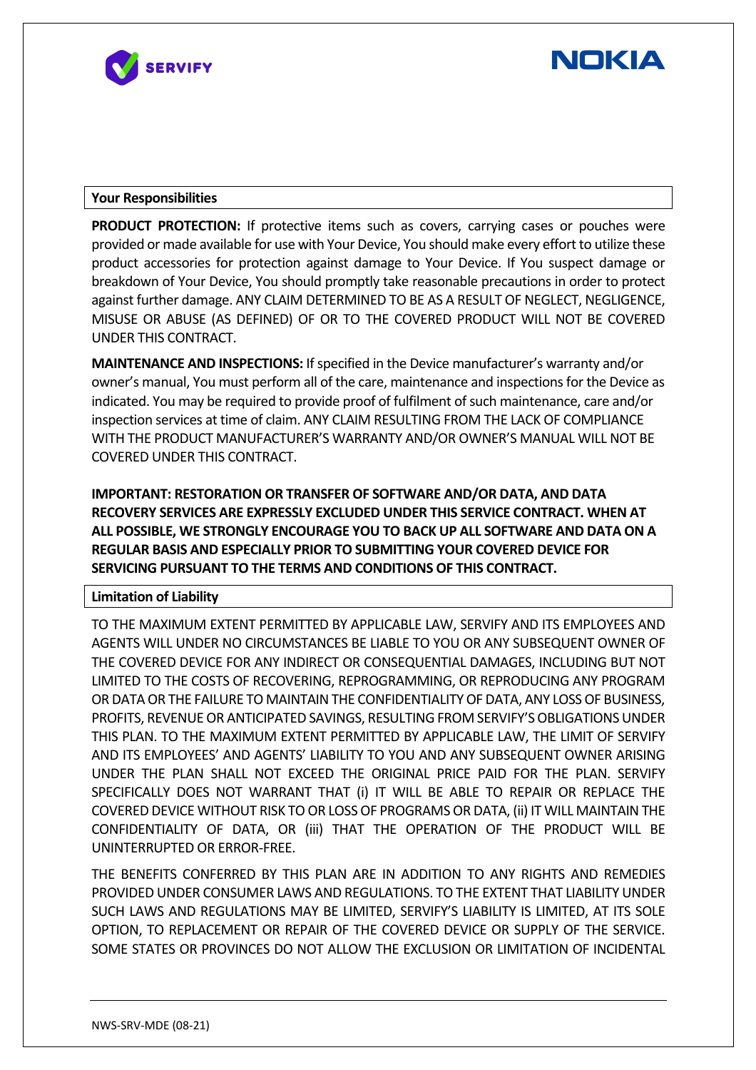## Your Responsibilities

**PRODUCT PROTECTION:** If protective items such as covers, carrying cases or pouches were provided or made available for use with Your Device, You should make every effort to utilize these product accessories for protection against damage to Your Device. If You suspect damage or breakdown of Your Device, You should promptly take reasonable precautions in order to protect against further damage. ANY CLAIM DETERMINED TO BE AS A RESULT OF NEGLECT, NEGLIGENCE, MISUSE OR ABUSE (AS DEFINED) OF OR TO THE COVERED PRODUCT WILL NOT BE COVERED UNDER THIS CONTRACT.

**MAINTENANCE AND INSPECTIONS:** If specified in the Device manufacturer's warranty and/or owner's manual, You must perform all of the care, maintenance and inspections for the Device as indicated. You may be required to provide proof of fulfilment of such maintenance, care and/or inspection services at time of claim. ANY CLAIM RESULTING FROM THE LACK OF COMPLIANCE WITH THE PRODUCT MANUFACTURER'S WARRANTY AND/OR OWNER'S MANUAL WILL NOT BE COVERED UNDER THIS CONTRACT.

**IMPORTANT: RESTORATION OR TRANSFER OF SOFTWARE AND/OR DATA, AND DATA RECOVERY SERVICES ARE EXPRESSLY EXCLUDED UNDER THIS SERVICE CONTRACT. WHEN AT ALL POSSIBLE, WE STRONGLY ENCOURAGE YOU TO BACK UP ALL SOFTWARE AND DATA ON A REGULAR BASIS AND ESPECIALLY PRIOR TO SUBMITTING YOUR COVERED DEVICE FOR SERVICING PURSUANT TO THE TERMS AND CONDITIONS OF THIS CONTRACT.**

## Limitation of Liability

TO THE MAXIMUM EXTENT PERMITTED BY APPLICABLE LAW, SERVIFY AND ITS EMPLOYEES AND AGENTS WILL UNDER NO CIRCUMSTANCES BE LIABLE TO YOU OR ANY SUBSEQUENT OWNER OF THE COVERED DEVICE FOR ANY INDIRECT OR CONSEQUENTIAL DAMAGES, INCLUDING BUT NOT LIMITED TO THE COSTS OF RECOVERING, REPROGRAMMING, OR REPRODUCING ANY PROGRAM OR DATA OR THE FAILURE TO MAINTAIN THE CONFIDENTIALITY OF DATA, ANY LOSS OF BUSINESS, PROFITS, REVENUE OR ANTICIPATED SAVINGS, RESULTING FROM SERVIFY'S OBLIGATIONS UNDER THIS PLAN. TO THE MAXIMUM EXTENT PERMITTED BY APPLICABLE LAW, THE LIMIT OF SERVIFY AND ITS EMPLOYEES' AND AGENTS' LIABILITY TO YOU AND ANY SUBSEQUENT OWNER ARISING UNDER THE PLAN SHALL NOT EXCEED THE ORIGINAL PRICE PAID FOR THE PLAN. SERVIFY SPECIFICALLY DOES NOT WARRANT THAT (i) IT WILL BE ABLE TO REPAIR OR REPLACE THE COVERED DEVICE WITHOUT RISK TO OR LOSS OF PROGRAMS OR DATA, (ii) IT WILL MAINTAIN THE CONFIDENTIALITY OF DATA, OR (iii) THAT THE OPERATION OF THE PRODUCT WILL BE UNINTERRUPTED OR ERROR-FREE.

THE BENEFITS CONFERRED BY THIS PLAN ARE IN ADDITION TO ANY RIGHTS AND REMEDIES PROVIDED UNDER CONSUMER LAWS AND REGULATIONS. TO THE EXTENT THAT LIABILITY UNDER SUCH LAWS AND REGULATIONS MAY BE LIMITED, SERVIFY'S LIABILITY IS LIMITED, AT ITS SOLE OPTION, TO REPLACEMENT OR REPAIR OF THE COVERED DEVICE OR SUPPLY OF THE SERVICE. SOME STATES OR PROVINCES DO NOT ALLOW THE EXCLUSION OR LIMITATION OF INCIDENTAL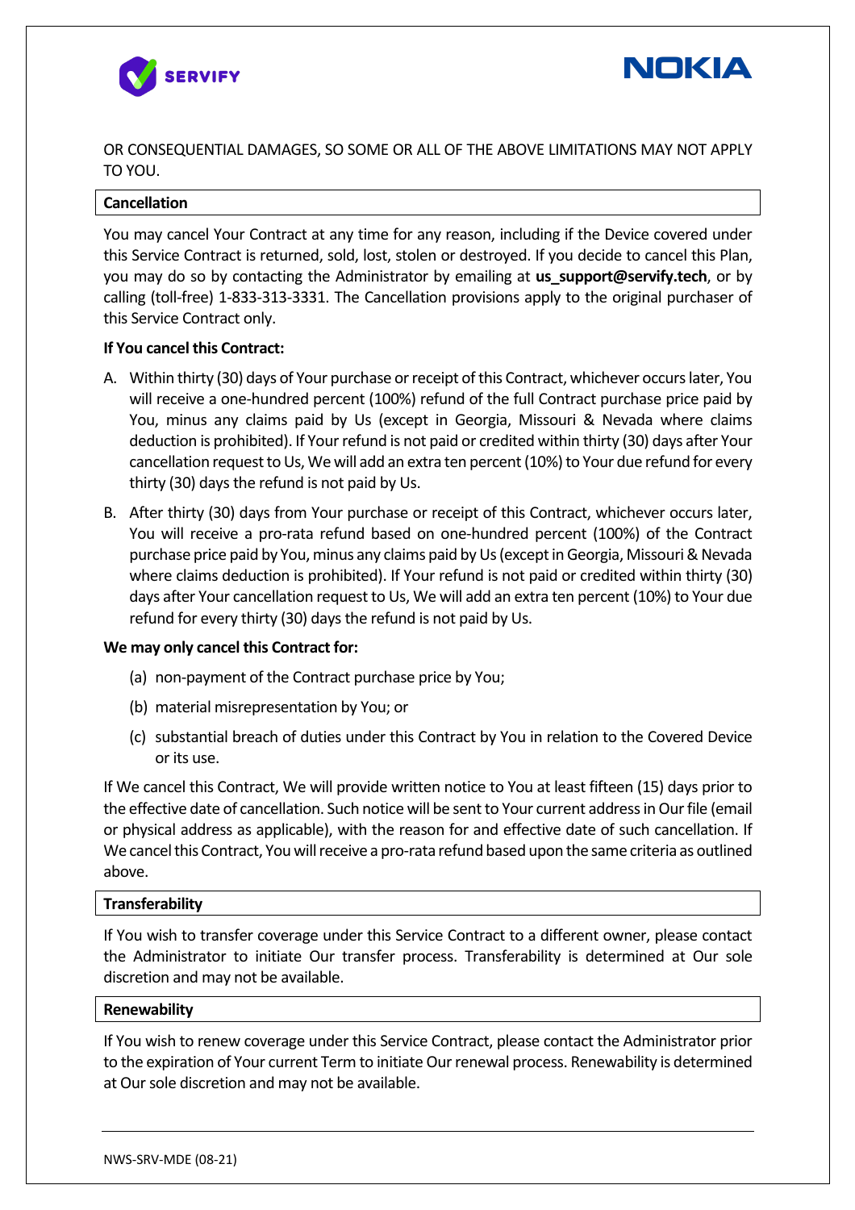OR CONSEQUENTIAL DAMAGES, SO SOME OR ALL OF THE ABOVE LIMITATIONS MAY NOT APPLY TO YOU.

## Cancellation

You may cancel Your Contract at any time for any reason, including if the Device covered under this Service Contract is returned, sold, lost, stolen or destroyed. If you decide to cancel this Plan, you may do so by contacting the Administrator by emailing at **us_support@servify.tech**, or by calling (toll-free) 1-833-313-3331. The Cancellation provisions apply to the original purchaser of this Service Contract only.

**If You cancel this Contract:**

A. Within thirty (30) days of Your purchase or receipt of this Contract, whichever occurs later, You will receive a one-hundred percent (100%) refund of the full Contract purchase price paid by You, minus any claims paid by Us (except in Georgia, Missouri & Nevada where claims deduction is prohibited). If Your refund is not paid or credited within thirty (30) days after Your cancellation request to Us, We will add an extra ten percent (10%) to Your due refund for every thirty (30) days the refund is not paid by Us.

B. After thirty (30) days from Your purchase or receipt of this Contract, whichever occurs later, You will receive a pro-rata refund based on one-hundred percent (100%) of the Contract purchase price paid by You, minus any claims paid by Us (except in Georgia, Missouri & Nevada where claims deduction is prohibited). If Your refund is not paid or credited within thirty (30) days after Your cancellation request to Us, We will add an extra ten percent (10%) to Your due refund for every thirty (30) days the refund is not paid by Us.

**We may only cancel this Contract for:**

(a) non-payment of the Contract purchase price by You;

(b) material misrepresentation by You; or

(c) substantial breach of duties under this Contract by You in relation to the Covered Device or its use.

If We cancel this Contract, We will provide written notice to You at least fifteen (15) days prior to the effective date of cancellation. Such notice will be sent to Your current address in Our file (email or physical address as applicable), with the reason for and effective date of such cancellation. If We cancel this Contract, You will receive a pro-rata refund based upon the same criteria as outlined above.

## Transferability

If You wish to transfer coverage under this Service Contract to a different owner, please contact the Administrator to initiate Our transfer process. Transferability is determined at Our sole discretion and may not be available.

## Renewability

If You wish to renew coverage under this Service Contract, please contact the Administrator prior to the expiration of Your current Term to initiate Our renewal process. Renewability is determined at Our sole discretion and may not be available.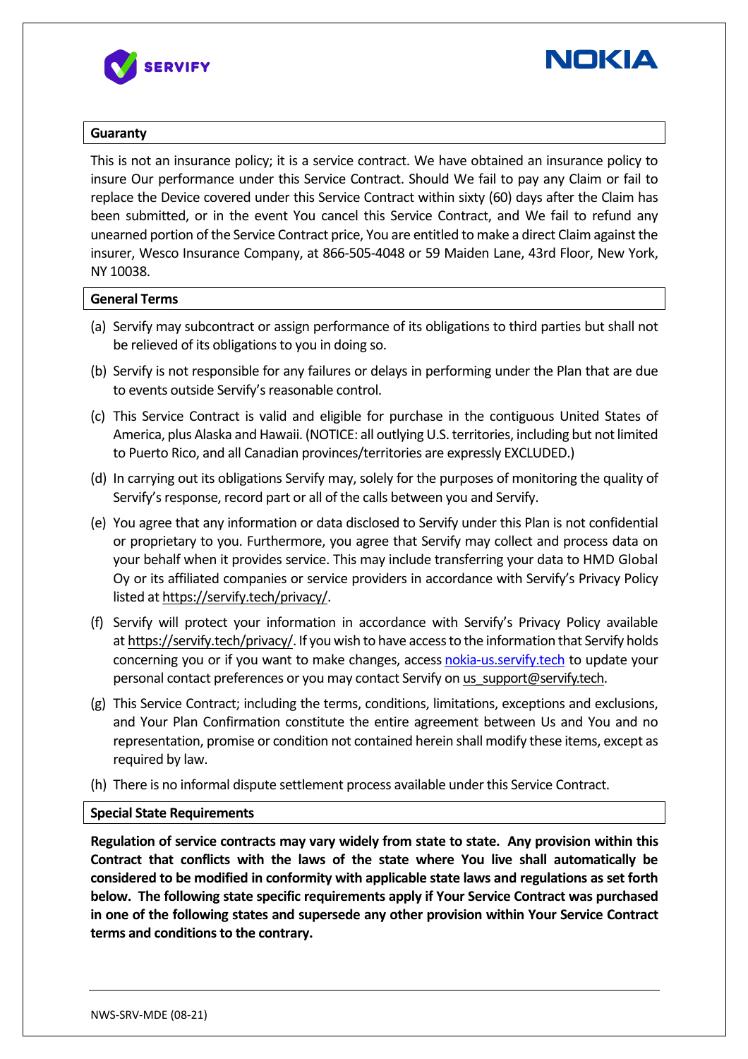## Guaranty

This is not an insurance policy; it is a service contract. We have obtained an insurance policy to insure Our performance under this Service Contract. Should We fail to pay any Claim or fail to replace the Device covered under this Service Contract within sixty (60) days after the Claim has been submitted, or in the event You cancel this Service Contract, and We fail to refund any unearned portion of the Service Contract price, You are entitled to make a direct Claim against the insurer, Wesco Insurance Company, at 866-505-4048 or 59 Maiden Lane, 43rd Floor, New York, NY 10038.

## General Terms

(a) Servify may subcontract or assign performance of its obligations to third parties but shall not be relieved of its obligations to you in doing so.

(b) Servify is not responsible for any failures or delays in performing under the Plan that are due to events outside Servify's reasonable control.

(c) This Service Contract is valid and eligible for purchase in the contiguous United States of America, plus Alaska and Hawaii. (NOTICE: all outlying U.S. territories, including but not limited to Puerto Rico, and all Canadian provinces/territories are expressly EXCLUDED.)

(d) In carrying out its obligations Servify may, solely for the purposes of monitoring the quality of Servify's response, record part or all of the calls between you and Servify.

(e) You agree that any information or data disclosed to Servify under this Plan is not confidential or proprietary to you. Furthermore, you agree that Servify may collect and process data on your behalf when it provides service. This may include transferring your data to HMD Global Oy or its affiliated companies or service providers in accordance with Servify's Privacy Policy listed at https://servify.tech/privacy/.

(f) Servify will protect your information in accordance with Servify's Privacy Policy available at https://servify.tech/privacy/. If you wish to have access to the information that Servify holds concerning you or if you want to make changes, access nokia-us.servify.tech to update your personal contact preferences or you may contact Servify on us_support@servify.tech.

(g) This Service Contract; including the terms, conditions, limitations, exceptions and exclusions, and Your Plan Confirmation constitute the entire agreement between Us and You and no representation, promise or condition not contained herein shall modify these items, except as required by law.

(h) There is no informal dispute settlement process available under this Service Contract.

## Special State Requirements

**Regulation of service contracts may vary widely from state to state. Any provision within this Contract that conflicts with the laws of the state where You live shall automatically be considered to be modified in conformity with applicable state laws and regulations as set forth below. The following state specific requirements apply if Your Service Contract was purchased in one of the following states and supersede any other provision within Your Service Contract terms and conditions to the contrary.**

NWS-SRV-MDE (08-21)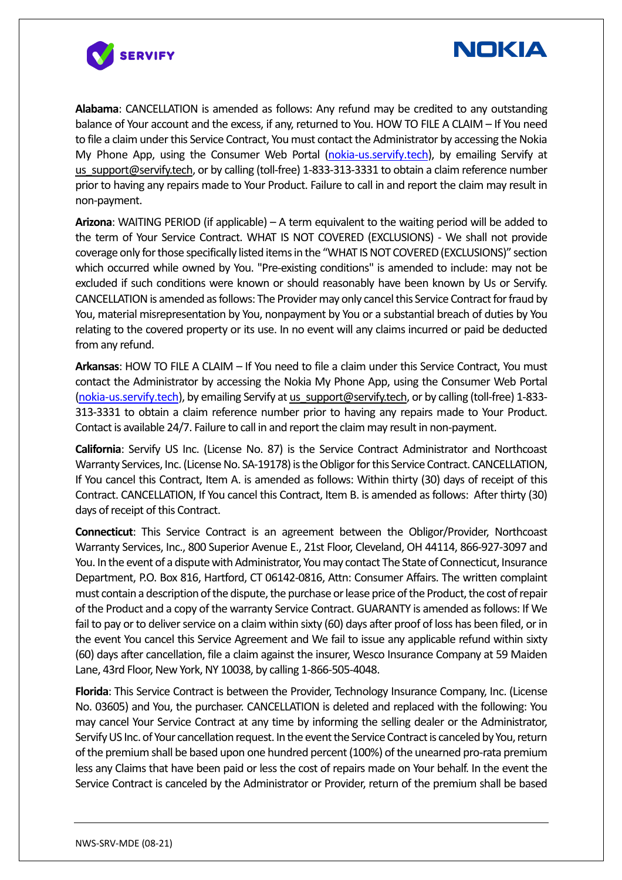**Alabama**: CANCELLATION is amended as follows: Any refund may be credited to any outstanding balance of Your account and the excess, if any, returned to You. HOW TO FILE A CLAIM – If You need to file a claim under this Service Contract, You must contact the Administrator by accessing the Nokia My Phone App, using the Consumer Web Portal (nokia-us.servify.tech), by emailing Servify at us_support@servify.tech, or by calling (toll-free) 1-833-313-3331 to obtain a claim reference number prior to having any repairs made to Your Product. Failure to call in and report the claim may result in non-payment.

**Arizona**: WAITING PERIOD (if applicable) – A term equivalent to the waiting period will be added to the term of Your Service Contract. WHAT IS NOT COVERED (EXCLUSIONS) - We shall not provide coverage only for those specifically listed items in the "WHAT IS NOT COVERED (EXCLUSIONS)" section which occurred while owned by You. "Pre-existing conditions" is amended to include: may not be excluded if such conditions were known or should reasonably have been known by Us or Servify. CANCELLATION is amended as follows: The Provider may only cancel this Service Contract for fraud by You, material misrepresentation by You, nonpayment by You or a substantial breach of duties by You relating to the covered property or its use. In no event will any claims incurred or paid be deducted from any refund.

**Arkansas**: HOW TO FILE A CLAIM – If You need to file a claim under this Service Contract, You must contact the Administrator by accessing the Nokia My Phone App, using the Consumer Web Portal (nokia-us.servify.tech), by emailing Servify at us_support@servify.tech, or by calling (toll-free) 1-833-313-3331 to obtain a claim reference number prior to having any repairs made to Your Product. Contact is available 24/7. Failure to call in and report the claim may result in non-payment.

**California**: Servify US Inc. (License No. 87) is the Service Contract Administrator and Northcoast Warranty Services, Inc. (License No. SA-19178) is the Obligor for this Service Contract. CANCELLATION, If You cancel this Contract, Item A. is amended as follows: Within thirty (30) days of receipt of this Contract. CANCELLATION, If You cancel this Contract, Item B. is amended as follows: After thirty (30) days of receipt of this Contract.

**Connecticut**: This Service Contract is an agreement between the Obligor/Provider, Northcoast Warranty Services, Inc., 800 Superior Avenue E., 21st Floor, Cleveland, OH 44114, 866-927-3097 and You. In the event of a dispute with Administrator, You may contact The State of Connecticut, Insurance Department, P.O. Box 816, Hartford, CT 06142-0816, Attn: Consumer Affairs. The written complaint must contain a description of the dispute, the purchase or lease price of the Product, the cost of repair of the Product and a copy of the warranty Service Contract. GUARANTY is amended as follows: If We fail to pay or to deliver service on a claim within sixty (60) days after proof of loss has been filed, or in the event You cancel this Service Agreement and We fail to issue any applicable refund within sixty (60) days after cancellation, file a claim against the insurer, Wesco Insurance Company at 59 Maiden Lane, 43rd Floor, New York, NY 10038, by calling 1-866-505-4048.

**Florida**: This Service Contract is between the Provider, Technology Insurance Company, Inc. (License No. 03605) and You, the purchaser. CANCELLATION is deleted and replaced with the following: You may cancel Your Service Contract at any time by informing the selling dealer or the Administrator, Servify US Inc. of Your cancellation request. In the event the Service Contract is canceled by You, return of the premium shall be based upon one hundred percent (100%) of the unearned pro-rata premium less any Claims that have been paid or less the cost of repairs made on Your behalf. In the event the Service Contract is canceled by the Administrator or Provider, return of the premium shall be based

NWS-SRV-MDE (08-21)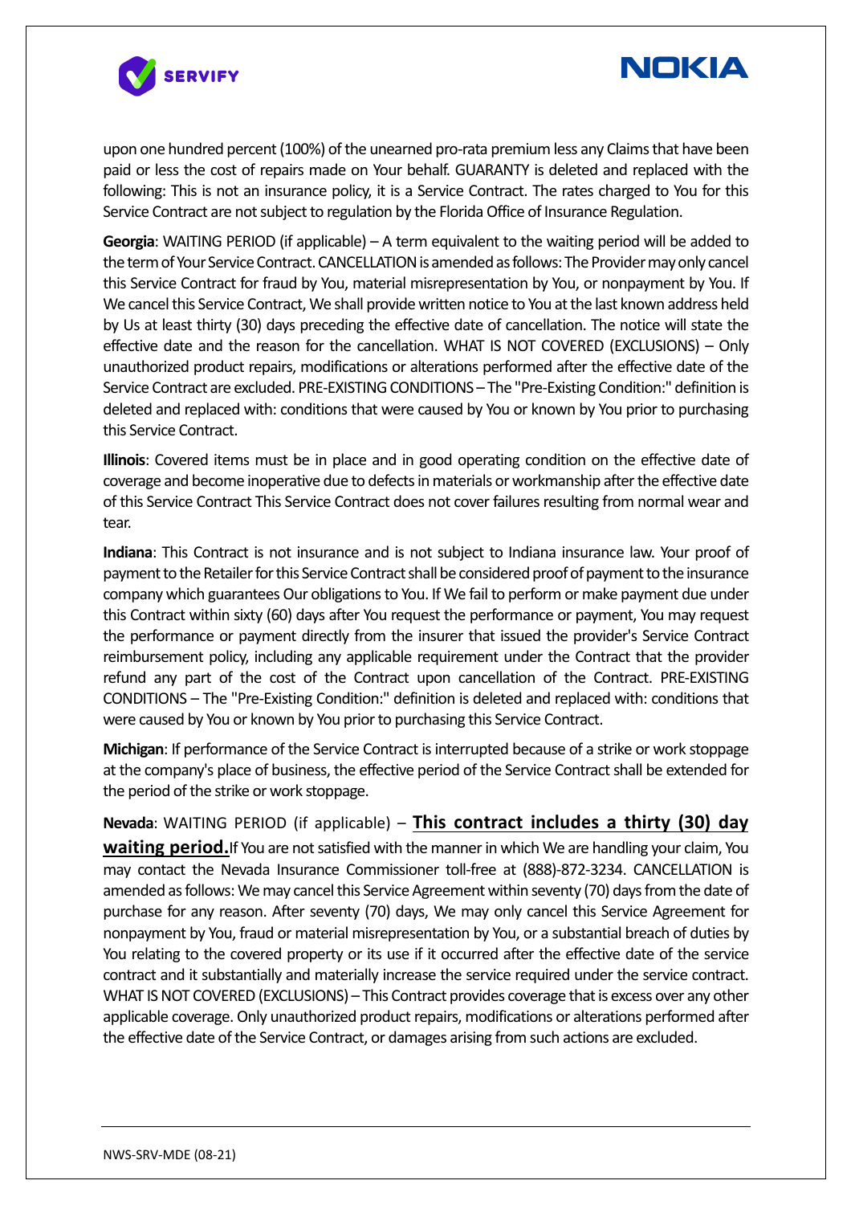upon one hundred percent (100%) of the unearned pro-rata premium less any Claims that have been paid or less the cost of repairs made on Your behalf. GUARANTY is deleted and replaced with the following: This is not an insurance policy, it is a Service Contract. The rates charged to You for this Service Contract are not subject to regulation by the Florida Office of Insurance Regulation.

**Georgia**: WAITING PERIOD (if applicable) – A term equivalent to the waiting period will be added to the term of Your Service Contract. CANCELLATION is amended as follows: The Provider may only cancel this Service Contract for fraud by You, material misrepresentation by You, or nonpayment by You. If We cancel this Service Contract, We shall provide written notice to You at the last known address held by Us at least thirty (30) days preceding the effective date of cancellation. The notice will state the effective date and the reason for the cancellation. WHAT IS NOT COVERED (EXCLUSIONS) – Only unauthorized product repairs, modifications or alterations performed after the effective date of the Service Contract are excluded. PRE-EXISTING CONDITIONS – The "Pre-Existing Condition:" definition is deleted and replaced with: conditions that were caused by You or known by You prior to purchasing this Service Contract.

**Illinois**: Covered items must be in place and in good operating condition on the effective date of coverage and become inoperative due to defects in materials or workmanship after the effective date of this Service Contract This Service Contract does not cover failures resulting from normal wear and tear.

**Indiana**: This Contract is not insurance and is not subject to Indiana insurance law. Your proof of payment to the Retailer for this Service Contract shall be considered proof of payment to the insurance company which guarantees Our obligations to You. If We fail to perform or make payment due under this Contract within sixty (60) days after You request the performance or payment, You may request the performance or payment directly from the insurer that issued the provider's Service Contract reimbursement policy, including any applicable requirement under the Contract that the provider refund any part of the cost of the Contract upon cancellation of the Contract. PRE-EXISTING CONDITIONS – The "Pre-Existing Condition:" definition is deleted and replaced with: conditions that were caused by You or known by You prior to purchasing this Service Contract.

**Michigan**: If performance of the Service Contract is interrupted because of a strike or work stoppage at the company's place of business, the effective period of the Service Contract shall be extended for the period of the strike or work stoppage.

**Nevada**: WAITING PERIOD (if applicable) – **This contract includes a thirty (30) day waiting period.** If You are not satisfied with the manner in which We are handling your claim, You may contact the Nevada Insurance Commissioner toll-free at (888)-872-3234. CANCELLATION is amended as follows: We may cancel this Service Agreement within seventy (70) days from the date of purchase for any reason. After seventy (70) days, We may only cancel this Service Agreement for nonpayment by You, fraud or material misrepresentation by You, or a substantial breach of duties by You relating to the covered property or its use if it occurred after the effective date of the service contract and it substantially and materially increase the service required under the service contract. WHAT IS NOT COVERED (EXCLUSIONS) – This Contract provides coverage that is excess over any other applicable coverage. Only unauthorized product repairs, modifications or alterations performed after the effective date of the Service Contract, or damages arising from such actions are excluded.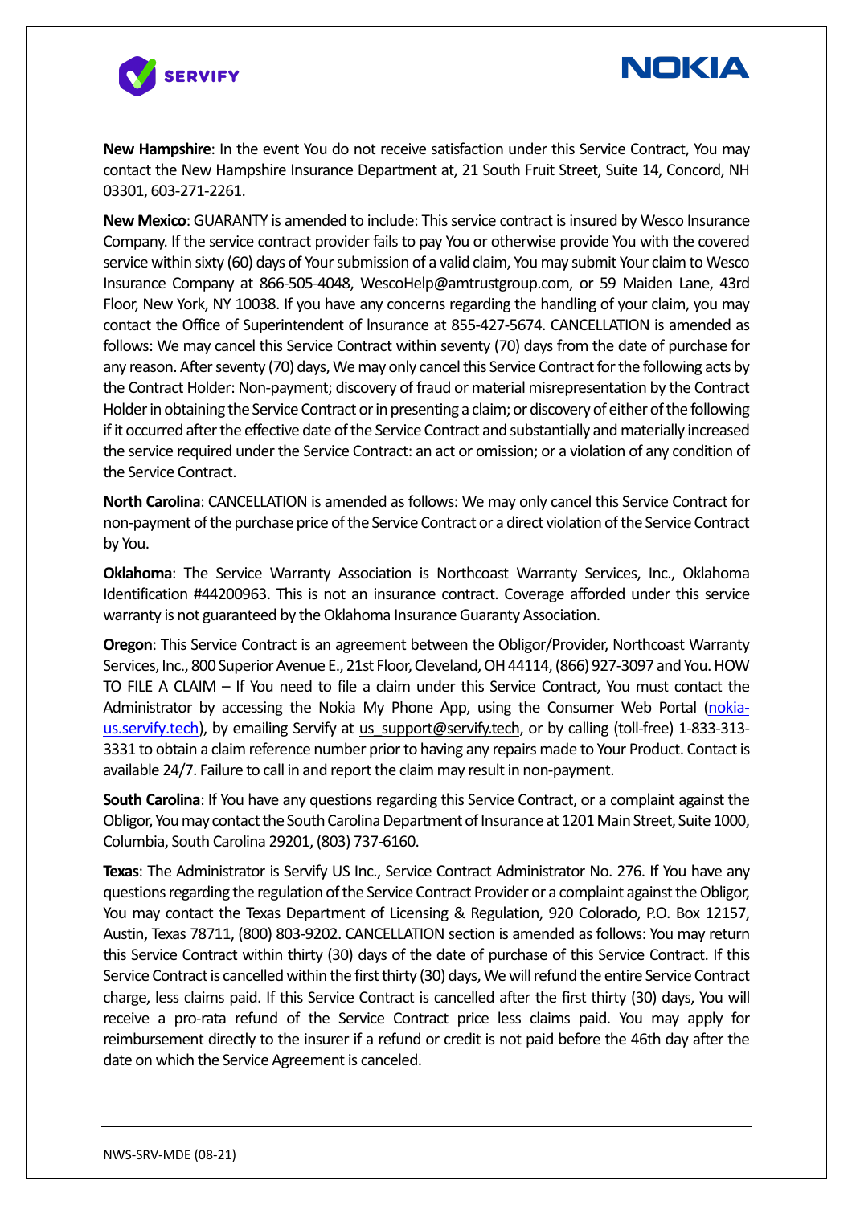**New Hampshire**: In the event You do not receive satisfaction under this Service Contract, You may contact the New Hampshire Insurance Department at, 21 South Fruit Street, Suite 14, Concord, NH 03301, 603-271-2261.

**New Mexico**: GUARANTY is amended to include: This service contract is insured by Wesco Insurance Company. If the service contract provider fails to pay You or otherwise provide You with the covered service within sixty (60) days of Your submission of a valid claim, You may submit Your claim to Wesco Insurance Company at 866-505-4048, WescoHelp@amtrustgroup.com, or 59 Maiden Lane, 43rd Floor, New York, NY 10038. If you have any concerns regarding the handling of your claim, you may contact the Office of Superintendent of Insurance at 855-427-5674. CANCELLATION is amended as follows: We may cancel this Service Contract within seventy (70) days from the date of purchase for any reason. After seventy (70) days, We may only cancel this Service Contract for the following acts by the Contract Holder: Non-payment; discovery of fraud or material misrepresentation by the Contract Holder in obtaining the Service Contract or in presenting a claim; or discovery of either of the following if it occurred after the effective date of the Service Contract and substantially and materially increased the service required under the Service Contract: an act or omission; or a violation of any condition of the Service Contract.

**North Carolina**: CANCELLATION is amended as follows: We may only cancel this Service Contract for non-payment of the purchase price of the Service Contract or a direct violation of the Service Contract by You.

**Oklahoma**: The Service Warranty Association is Northcoast Warranty Services, Inc., Oklahoma Identification #44200963. This is not an insurance contract. Coverage afforded under this service warranty is not guaranteed by the Oklahoma Insurance Guaranty Association.

**Oregon**: This Service Contract is an agreement between the Obligor/Provider, Northcoast Warranty Services, Inc., 800 Superior Avenue E., 21st Floor, Cleveland, OH 44114, (866) 927-3097 and You. HOW TO FILE A CLAIM – If You need to file a claim under this Service Contract, You must contact the Administrator by accessing the Nokia My Phone App, using the Consumer Web Portal (nokia-us.servify.tech), by emailing Servify at us_support@servify.tech, or by calling (toll-free) 1-833-313-3331 to obtain a claim reference number prior to having any repairs made to Your Product. Contact is available 24/7. Failure to call in and report the claim may result in non-payment.

**South Carolina**: If You have any questions regarding this Service Contract, or a complaint against the Obligor, You may contact the South Carolina Department of Insurance at 1201 Main Street, Suite 1000, Columbia, South Carolina 29201, (803) 737-6160.

**Texas**: The Administrator is Servify US Inc., Service Contract Administrator No. 276. If You have any questions regarding the regulation of the Service Contract Provider or a complaint against the Obligor, You may contact the Texas Department of Licensing & Regulation, 920 Colorado, P.O. Box 12157, Austin, Texas 78711, (800) 803-9202. CANCELLATION section is amended as follows: You may return this Service Contract within thirty (30) days of the date of purchase of this Service Contract. If this Service Contract is cancelled within the first thirty (30) days, We will refund the entire Service Contract charge, less claims paid. If this Service Contract is cancelled after the first thirty (30) days, You will receive a pro-rata refund of the Service Contract price less claims paid. You may apply for reimbursement directly to the insurer if a refund or credit is not paid before the 46th day after the date on which the Service Agreement is canceled.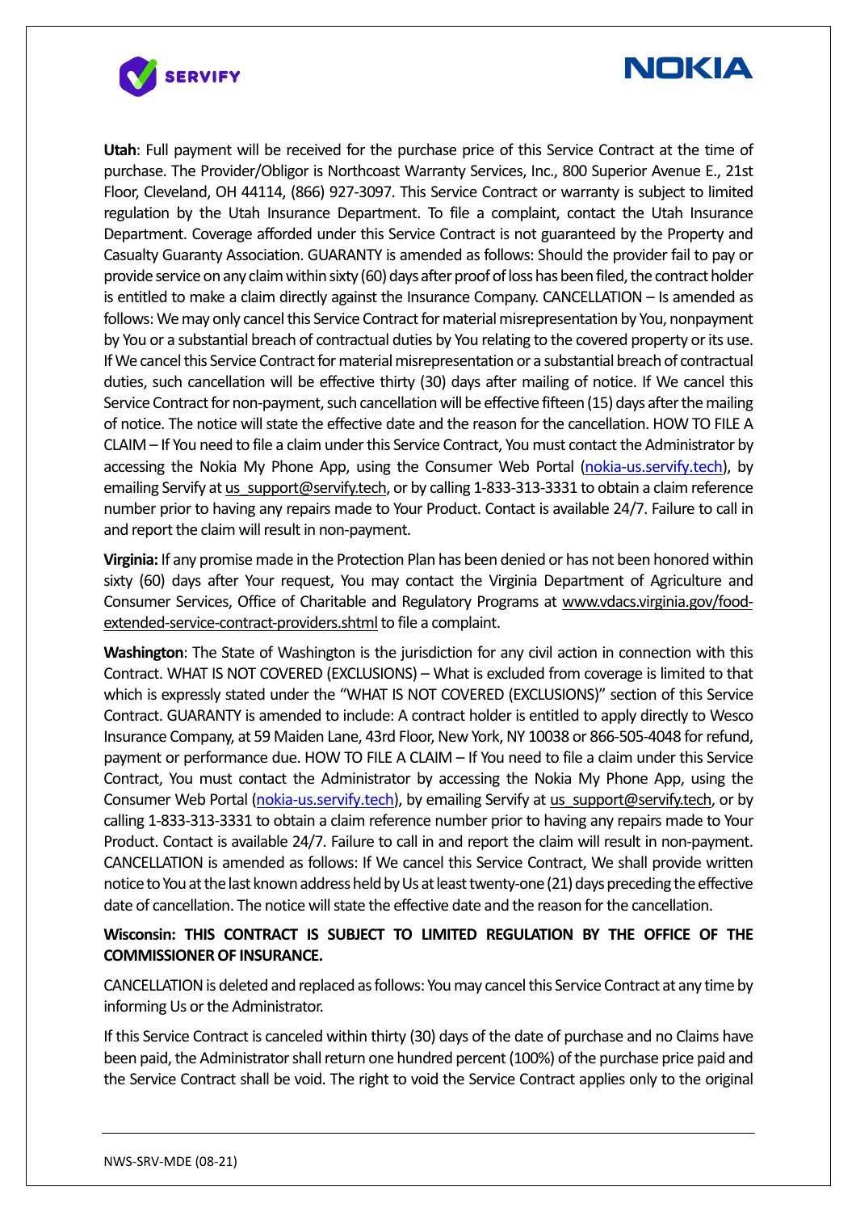**Utah**: Full payment will be received for the purchase price of this Service Contract at the time of purchase. The Provider/Obligor is Northcoast Warranty Services, Inc., 800 Superior Avenue E., 21st Floor, Cleveland, OH 44114, (866) 927-3097. This Service Contract or warranty is subject to limited regulation by the Utah Insurance Department. To file a complaint, contact the Utah Insurance Department. Coverage afforded under this Service Contract is not guaranteed by the Property and Casualty Guaranty Association. GUARANTY is amended as follows: Should the provider fail to pay or provide service on any claim within sixty (60) days after proof of loss has been filed, the contract holder is entitled to make a claim directly against the Insurance Company. CANCELLATION – Is amended as follows: We may only cancel this Service Contract for material misrepresentation by You, nonpayment by You or a substantial breach of contractual duties by You relating to the covered property or its use. If We cancel this Service Contract for material misrepresentation or a substantial breach of contractual duties, such cancellation will be effective thirty (30) days after mailing of notice. If We cancel this Service Contract for non-payment, such cancellation will be effective fifteen (15) days after the mailing of notice. The notice will state the effective date and the reason for the cancellation. HOW TO FILE A CLAIM – If You need to file a claim under this Service Contract, You must contact the Administrator by accessing the Nokia My Phone App, using the Consumer Web Portal (nokia-us.servify.tech), by emailing Servify at us_support@servify.tech, or by calling 1-833-313-3331 to obtain a claim reference number prior to having any repairs made to Your Product. Contact is available 24/7. Failure to call in and report the claim will result in non-payment.

**Virginia:** If any promise made in the Protection Plan has been denied or has not been honored within sixty (60) days after Your request, You may contact the Virginia Department of Agriculture and Consumer Services, Office of Charitable and Regulatory Programs at www.vdacs.virginia.gov/food-extended-service-contract-providers.shtml to file a complaint.

**Washington**: The State of Washington is the jurisdiction for any civil action in connection with this Contract. WHAT IS NOT COVERED (EXCLUSIONS) – What is excluded from coverage is limited to that which is expressly stated under the "WHAT IS NOT COVERED (EXCLUSIONS)" section of this Service Contract. GUARANTY is amended to include: A contract holder is entitled to apply directly to Wesco Insurance Company, at 59 Maiden Lane, 43rd Floor, New York, NY 10038 or 866-505-4048 for refund, payment or performance due. HOW TO FILE A CLAIM – If You need to file a claim under this Service Contract, You must contact the Administrator by accessing the Nokia My Phone App, using the Consumer Web Portal (nokia-us.servify.tech), by emailing Servify at us_support@servify.tech, or by calling 1-833-313-3331 to obtain a claim reference number prior to having any repairs made to Your Product. Contact is available 24/7. Failure to call in and report the claim will result in non-payment. CANCELLATION is amended as follows: If We cancel this Service Contract, We shall provide written notice to You at the last known address held by Us at least twenty-one (21) days preceding the effective date of cancellation. The notice will state the effective date and the reason for the cancellation.

**Wisconsin: THIS CONTRACT IS SUBJECT TO LIMITED REGULATION BY THE OFFICE OF THE COMMISSIONER OF INSURANCE.**

CANCELLATION is deleted and replaced as follows: You may cancel this Service Contract at any time by informing Us or the Administrator.

If this Service Contract is canceled within thirty (30) days of the date of purchase and no Claims have been paid, the Administrator shall return one hundred percent (100%) of the purchase price paid and the Service Contract shall be void. The right to void the Service Contract applies only to the original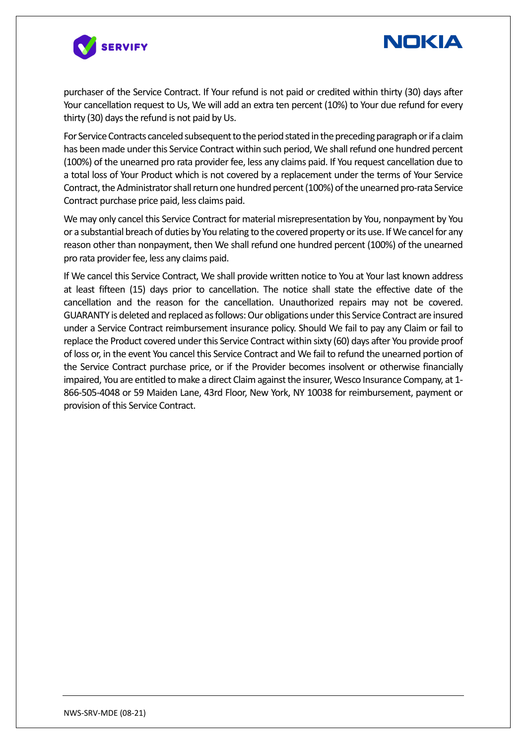purchaser of the Service Contract. If Your refund is not paid or credited within thirty (30) days after Your cancellation request to Us, We will add an extra ten percent (10%) to Your due refund for every thirty (30) days the refund is not paid by Us.

For Service Contracts canceled subsequent to the period stated in the preceding paragraph or if a claim has been made under this Service Contract within such period, We shall refund one hundred percent (100%) of the unearned pro rata provider fee, less any claims paid. If You request cancellation due to a total loss of Your Product which is not covered by a replacement under the terms of Your Service Contract, the Administrator shall return one hundred percent (100%) of the unearned pro-rata Service Contract purchase price paid, less claims paid.

We may only cancel this Service Contract for material misrepresentation by You, nonpayment by You or a substantial breach of duties by You relating to the covered property or its use. If We cancel for any reason other than nonpayment, then We shall refund one hundred percent (100%) of the unearned pro rata provider fee, less any claims paid.

If We cancel this Service Contract, We shall provide written notice to You at Your last known address at least fifteen (15) days prior to cancellation. The notice shall state the effective date of the cancellation and the reason for the cancellation. Unauthorized repairs may not be covered. GUARANTY is deleted and replaced as follows: Our obligations under this Service Contract are insured under a Service Contract reimbursement insurance policy. Should We fail to pay any Claim or fail to replace the Product covered under this Service Contract within sixty (60) days after You provide proof of loss or, in the event You cancel this Service Contract and We fail to refund the unearned portion of the Service Contract purchase price, or if the Provider becomes insolvent or otherwise financially impaired, You are entitled to make a direct Claim against the insurer, Wesco Insurance Company, at 1-866-505-4048 or 59 Maiden Lane, 43rd Floor, New York, NY 10038 for reimbursement, payment or provision of this Service Contract.